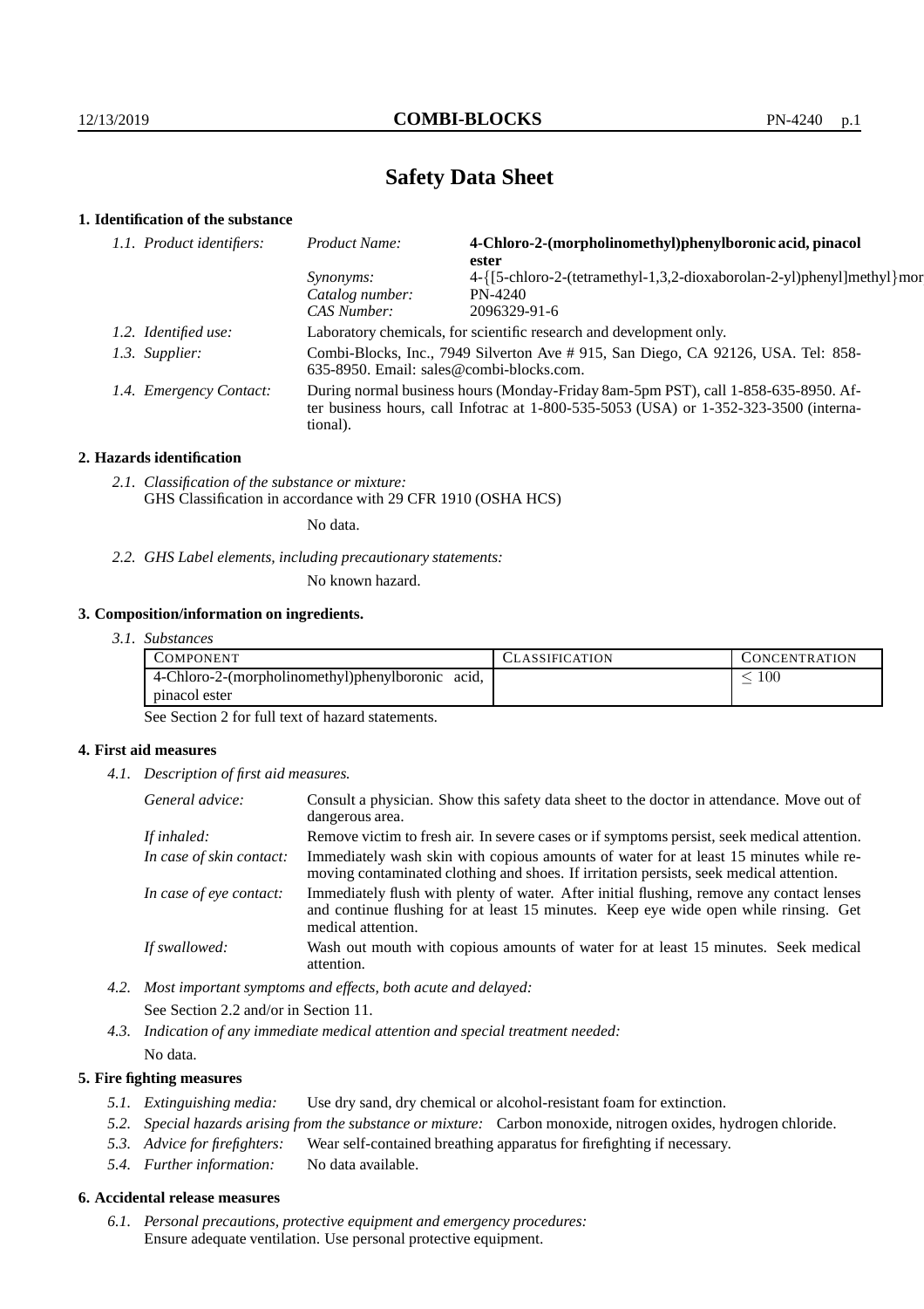# Safety Data Sheet

## 1. Identification of the substance

*1.1. Product identifiers:*

*Product Name:* **4-Chloro-2-(morpholinomethyl)phenylboronic acid, pinacol ester**

*Synonyms:* 4-{[5-chloro-2-(tetramethyl-1,3,2-dioxaborolan-2-yl)phenyl]methyl}mor

*Catalog number:* PN-4240

*CAS Number:* 2096329-91-6

*1.2. Identified use:* Laboratory chemicals, for scientific research and development only.

*1.3. Supplier:* Combi-Blocks, Inc., 7949 Silverton Ave # 915, San Diego, CA 92126, USA. Tel: 858-635-8950. Email: sales@combi-blocks.com.

*1.4. Emergency Contact:* During normal business hours (Monday-Friday 8am-5pm PST), call 1-858-635-8950. After business hours, call Infotrac at 1-800-535-5053 (USA) or 1-352-323-3500 (international).

## 2. Hazards identification

*2.1. Classification of the substance or mixture:*
GHS Classification in accordance with 29 CFR 1910 (OSHA HCS)

No data.

*2.2. GHS Label elements, including precautionary statements:*

No known hazard.

## 3. Composition/information on ingredients.

*3.1. Substances*

| COMPONENT | CLASSIFICATION | CONCENTRATION |
|---|---|---|
| 4-Chloro-2-(morpholinomethyl)phenylboronic acid, pinacol ester | | $\leq 100$ |

See Section 2 for full text of hazard statements.

## 4. First aid measures

*4.1. Description of first aid measures.*

*General advice:* Consult a physician. Show this safety data sheet to the doctor in attendance. Move out of dangerous area.

*If inhaled:* Remove victim to fresh air. In severe cases or if symptoms persist, seek medical attention.

*In case of skin contact:* Immediately wash skin with copious amounts of water for at least 15 minutes while removing contaminated clothing and shoes. If irritation persists, seek medical attention.

*In case of eye contact:* Immediately flush with plenty of water. After initial flushing, remove any contact lenses and continue flushing for at least 15 minutes. Keep eye wide open while rinsing. Get medical attention.

*If swallowed:* Wash out mouth with copious amounts of water for at least 15 minutes. Seek medical attention.

*4.2. Most important symptoms and effects, both acute and delayed:*

See Section 2.2 and/or in Section 11.

*4.3. Indication of any immediate medical attention and special treatment needed:*

No data.

## 5. Fire fighting measures

*5.1. Extinguishing media:* Use dry sand, dry chemical or alcohol-resistant foam for extinction.

*5.2. Special hazards arising from the substance or mixture:* Carbon monoxide, nitrogen oxides, hydrogen chloride.

*5.3. Advice for firefighters:* Wear self-contained breathing apparatus for firefighting if necessary.

*5.4. Further information:* No data available.

## 6. Accidental release measures

*6.1. Personal precautions, protective equipment and emergency procedures:*
Ensure adequate ventilation. Use personal protective equipment.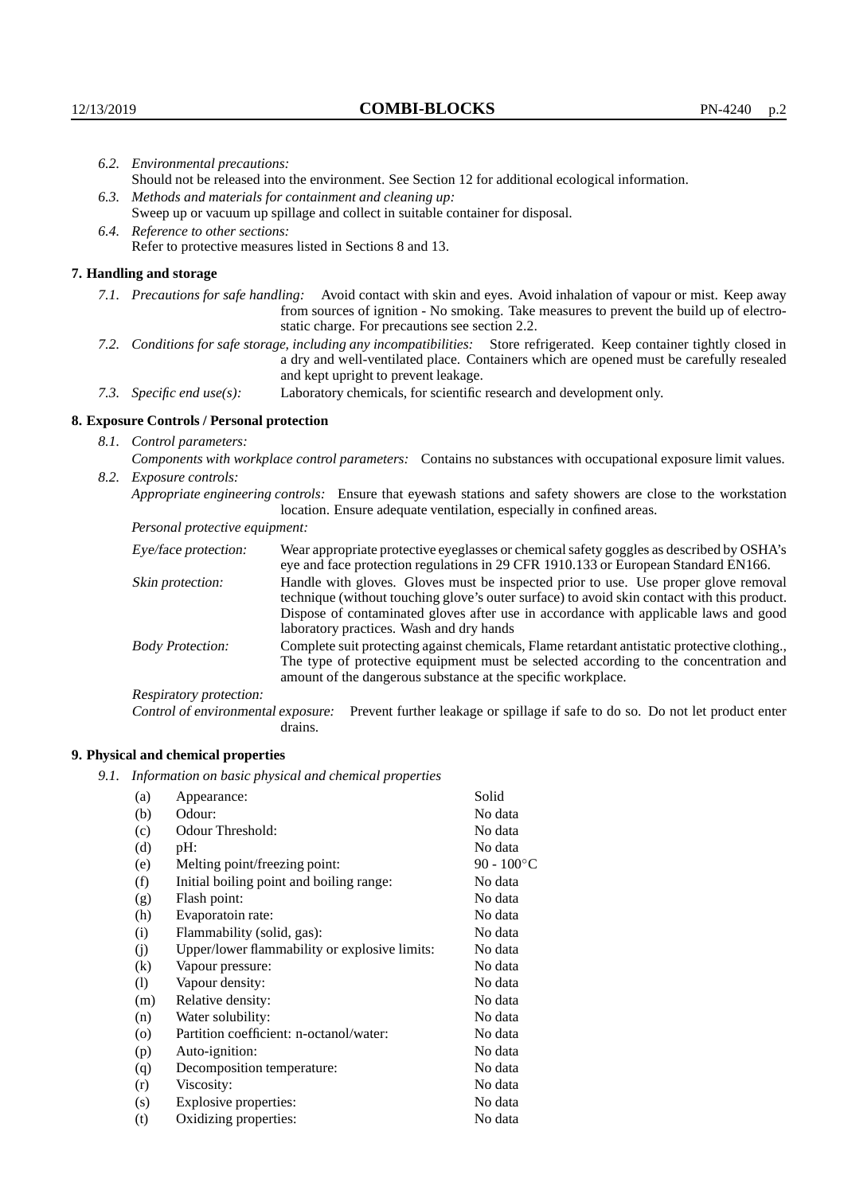*6.2. Environmental precautions:*
Should not be released into the environment. See Section 12 for additional ecological information.

*6.3. Methods and materials for containment and cleaning up:*
Sweep up or vacuum up spillage and collect in suitable container for disposal.

*6.4. Reference to other sections:*
Refer to protective measures listed in Sections 8 and 13.

## 7. Handling and storage

*7.1. Precautions for safe handling:* Avoid contact with skin and eyes. Avoid inhalation of vapour or mist. Keep away from sources of ignition - No smoking. Take measures to prevent the build up of electrostatic charge. For precautions see section 2.2.

*7.2. Conditions for safe storage, including any incompatibilities:* Store refrigerated. Keep container tightly closed in a dry and well-ventilated place. Containers which are opened must be carefully resealed and kept upright to prevent leakage.

*7.3. Specific end use(s):* Laboratory chemicals, for scientific research and development only.

## 8. Exposure Controls / Personal protection

*8.1. Control parameters:*
*Components with workplace control parameters:* Contains no substances with occupational exposure limit values.

*8.2. Exposure controls:*
*Appropriate engineering controls:* Ensure that eyewash stations and safety showers are close to the workstation location. Ensure adequate ventilation, especially in confined areas.

*Personal protective equipment:*

*Eye/face protection:* Wear appropriate protective eyeglasses or chemical safety goggles as described by OSHA's eye and face protection regulations in 29 CFR 1910.133 or European Standard EN166.

*Skin protection:* Handle with gloves. Gloves must be inspected prior to use. Use proper glove removal technique (without touching glove's outer surface) to avoid skin contact with this product. Dispose of contaminated gloves after use in accordance with applicable laws and good laboratory practices. Wash and dry hands

*Body Protection:* Complete suit protecting against chemicals, Flame retardant antistatic protective clothing., The type of protective equipment must be selected according to the concentration and amount of the dangerous substance at the specific workplace.

*Respiratory protection:*

*Control of environmental exposure:* Prevent further leakage or spillage if safe to do so. Do not let product enter drains.

## 9. Physical and chemical properties

*9.1. Information on basic physical and chemical properties*

| | | |
|---|---|---|
| (a) | Appearance: | Solid |
| (b) | Odour: | No data |
| (c) | Odour Threshold: | No data |
| (d) | pH: | No data |
| (e) | Melting point/freezing point: | 90 - 100°C |
| (f) | Initial boiling point and boiling range: | No data |
| (g) | Flash point: | No data |
| (h) | Evaporatoin rate: | No data |
| (i) | Flammability (solid, gas): | No data |
| (j) | Upper/lower flammability or explosive limits: | No data |
| (k) | Vapour pressure: | No data |
| (l) | Vapour density: | No data |
| (m) | Relative density: | No data |
| (n) | Water solubility: | No data |
| (o) | Partition coefficient: n-octanol/water: | No data |
| (p) | Auto-ignition: | No data |
| (q) | Decomposition temperature: | No data |
| (r) | Viscosity: | No data |
| (s) | Explosive properties: | No data |
| (t) | Oxidizing properties: | No data |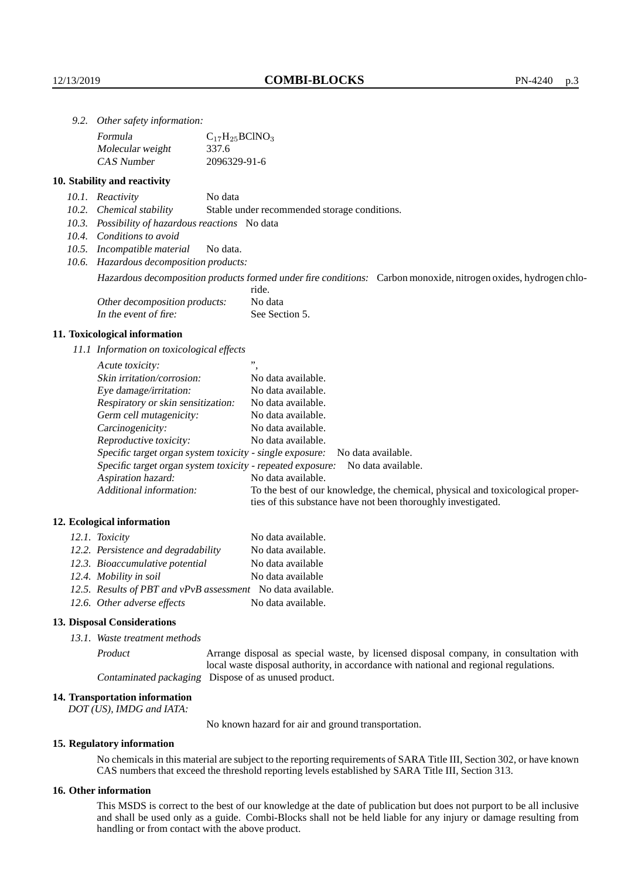*9.2. Other safety information:*

| | |
|---|---|
| *Formula* | $C_{17}H_{25}BClNO_3$ |
| *Molecular weight* | 337.6 |
| *CAS Number* | 2096329-91-6 |

## 10. Stability and reactivity

*10.1. Reactivity* No data

*10.2. Chemical stability* Stable under recommended storage conditions.

*10.3. Possibility of hazardous reactions* No data

*10.4. Conditions to avoid*

*10.5. Incompatible material* No data.

*10.6. Hazardous decomposition products:*

*Hazardous decomposition products formed under fire conditions:* Carbon monoxide, nitrogen oxides, hydrogen chloride.

| | |
|---|---|
| *Other decomposition products:* | No data |
| *In the event of fire:* | See Section 5. |

## 11. Toxicological information

*11.1 Information on toxicological effects*

| | |
|---|---|
| *Acute toxicity:* | ", |
| *Skin irritation/corrosion:* | No data available. |
| *Eye damage/irritation:* | No data available. |
| *Respiratory or skin sensitization:* | No data available. |
| *Germ cell mutagenicity:* | No data available. |
| *Carcinogenicity:* | No data available. |
| *Reproductive toxicity:* | No data available. |
| *Specific target organ system toxicity - single exposure:* | No data available. |
| *Specific target organ system toxicity - repeated exposure:* | No data available. |
| *Aspiration hazard:* | No data available. |
| *Additional information:* | To the best of our knowledge, the chemical, physical and toxicological properties of this substance have not been thoroughly investigated. |

## 12. Ecological information

| | |
|---|---|
| *12.1. Toxicity* | No data available. |
| *12.2. Persistence and degradability* | No data available. |
| *12.3. Bioaccumulative potential* | No data available |
| *12.4. Mobility in soil* | No data available |
| *12.5. Results of PBT and vPvB assessment* | No data available. |
| *12.6. Other adverse effects* | No data available. |

## 13. Disposal Considerations

*13.1. Waste treatment methods*

*Product* Arrange disposal as special waste, by licensed disposal company, in consultation with local waste disposal authority, in accordance with national and regional regulations.

*Contaminated packaging* Dispose of as unused product.

## 14. Transportation information

*DOT (US), IMDG and IATA:*

No known hazard for air and ground transportation.

## 15. Regulatory information

No chemicals in this material are subject to the reporting requirements of SARA Title III, Section 302, or have known CAS numbers that exceed the threshold reporting levels established by SARA Title III, Section 313.

## 16. Other information

This MSDS is correct to the best of our knowledge at the date of publication but does not purport to be all inclusive and shall be used only as a guide. Combi-Blocks shall not be held liable for any injury or damage resulting from handling or from contact with the above product.